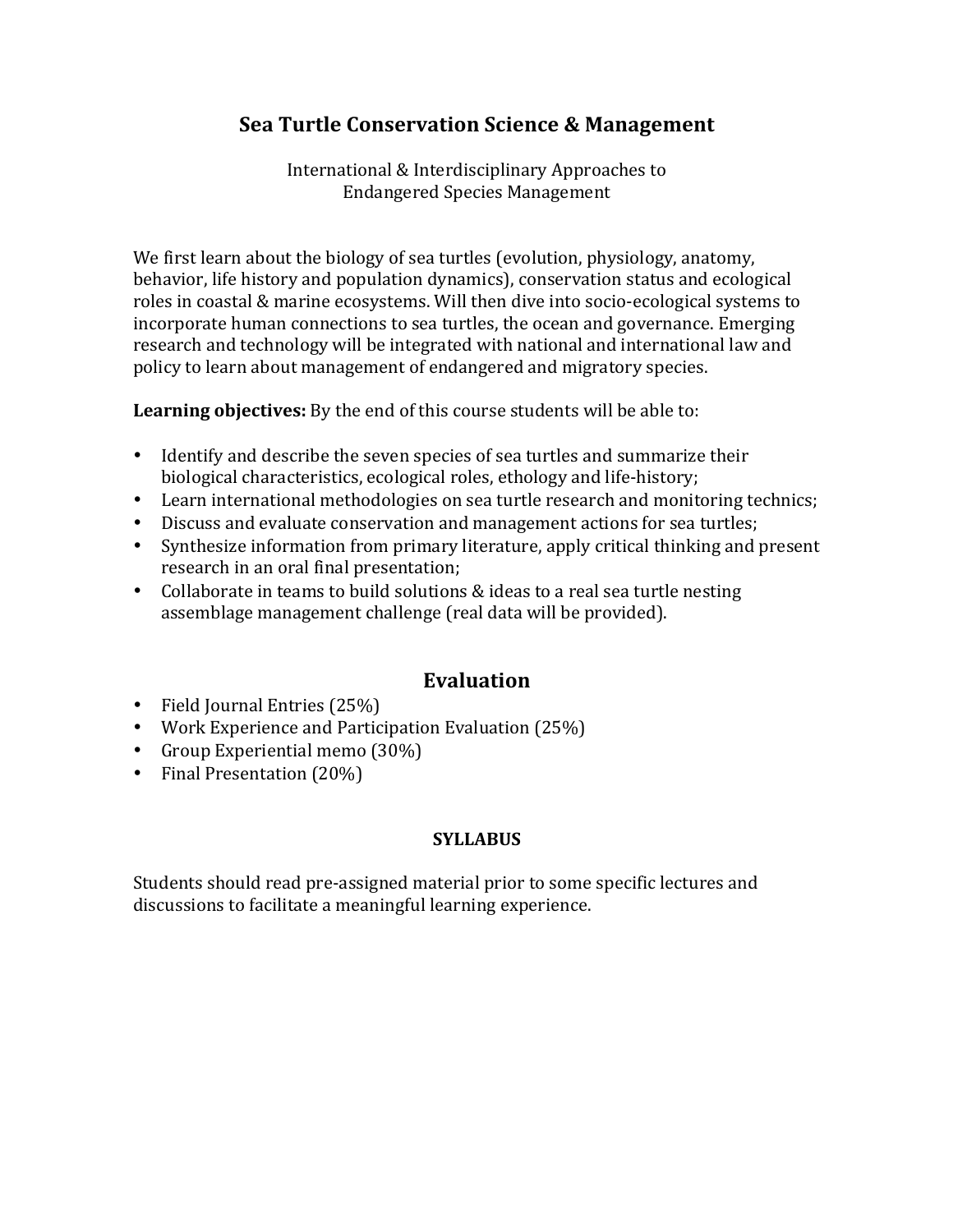# Sea Turtle Conservation Science & Management

International & Interdisciplinary Approaches to
Endangered Species Management

We first learn about the biology of sea turtles (evolution, physiology, anatomy, behavior, life history and population dynamics), conservation status and ecological roles in coastal & marine ecosystems. Will then dive into socio-ecological systems to incorporate human connections to sea turtles, the ocean and governance. Emerging research and technology will be integrated with national and international law and policy to learn about management of endangered and migratory species.

**Learning objectives:** By the end of this course students will be able to:

- Identify and describe the seven species of sea turtles and summarize their biological characteristics, ecological roles, ethology and life-history;
- Learn international methodologies on sea turtle research and monitoring technics;
- Discuss and evaluate conservation and management actions for sea turtles;
- Synthesize information from primary literature, apply critical thinking and present research in an oral final presentation;
- Collaborate in teams to build solutions & ideas to a real sea turtle nesting assemblage management challenge (real data will be provided).

## Evaluation

- Field Journal Entries (25%)
- Work Experience and Participation Evaluation (25%)
- Group Experiential memo (30%)
- Final Presentation (20%)

### SYLLABUS

Students should read pre-assigned material prior to some specific lectures and discussions to facilitate a meaningful learning experience.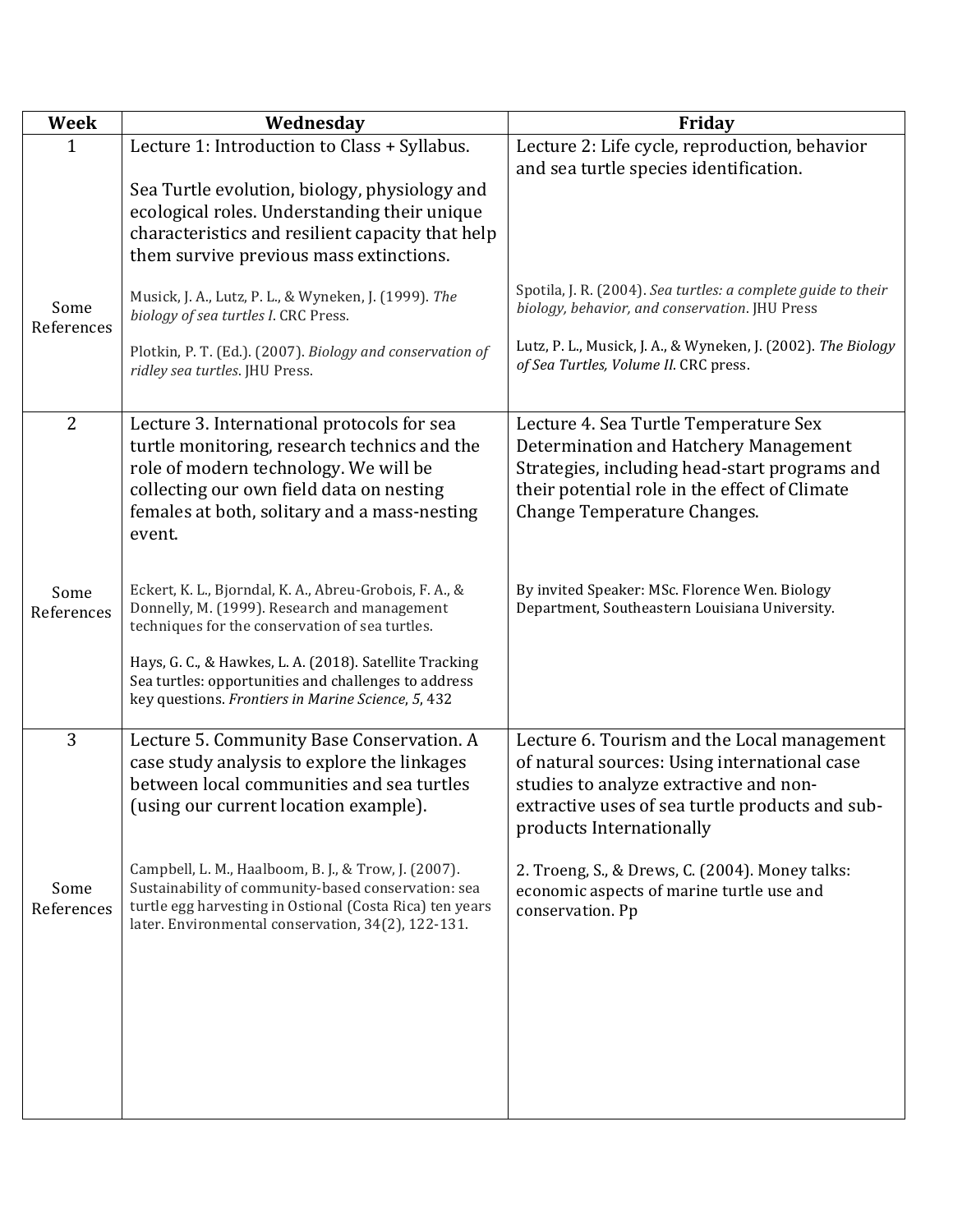| Week | Wednesday | Friday |
|---|---|---|
| 1 | Lecture 1: Introduction to Class + Syllabus.<br><br>Sea Turtle evolution, biology, physiology and ecological roles. Understanding their unique characteristics and resilient capacity that help them survive previous mass extinctions. | Lecture 2: Life cycle, reproduction, behavior and sea turtle species identification. |
| Some References | Musick, J. A., Lutz, P. L., & Wyneken, J. (1999). *The biology of sea turtles I*. CRC Press.<br><br>Plotkin, P. T. (Ed.). (2007). *Biology and conservation of ridley sea turtles*. JHU Press. | Spotila, J. R. (2004). *Sea turtles: a complete guide to their biology, behavior, and conservation*. JHU Press<br><br>Lutz, P. L., Musick, J. A., & Wyneken, J. (2002). *The Biology of Sea Turtles, Volume II*. CRC press. |
| 2 | Lecture 3. International protocols for sea turtle monitoring, research technics and the role of modern technology. We will be collecting our own field data on nesting females at both, solitary and a mass-nesting event. | Lecture 4. Sea Turtle Temperature Sex Determination and Hatchery Management Strategies, including head-start programs and their potential role in the effect of Climate Change Temperature Changes. |
| Some References | Eckert, K. L., Bjorndal, K. A., Abreu-Grobois, F. A., & Donnelly, M. (1999). Research and management techniques for the conservation of sea turtles.<br><br>Hays, G. C., & Hawkes, L. A. (2018). Satellite Tracking Sea turtles: opportunities and challenges to address key questions. *Frontiers in Marine Science*, *5*, 432 | By invited Speaker: MSc. Florence Wen. Biology Department, Southeastern Louisiana University. |
| 3 | Lecture 5. Community Base Conservation. A case study analysis to explore the linkages between local communities and sea turtles (using our current location example). | Lecture 6. Tourism and the Local management of natural sources: Using international case studies to analyze extractive and non-extractive uses of sea turtle products and sub-products Internationally |
| Some References | Campbell, L. M., Haalboom, B. J., & Trow, J. (2007). Sustainability of community-based conservation: sea turtle egg harvesting in Ostional (Costa Rica) ten years later. Environmental conservation, 34(2), 122-131. | 2. Troeng, S., & Drews, C. (2004). Money talks: economic aspects of marine turtle use and conservation. Pp |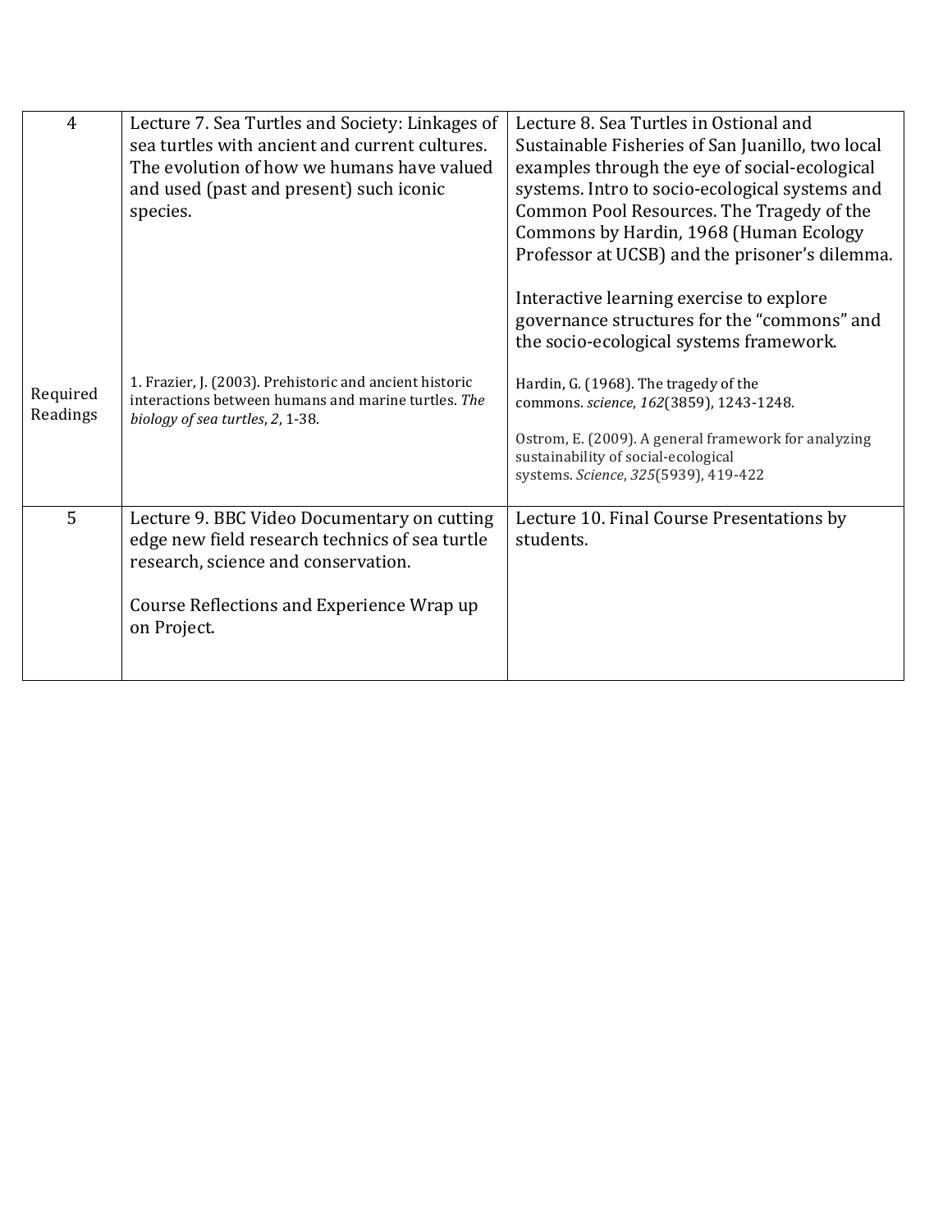| | | |
|---|---|---|
| 4 | Lecture 7. Sea Turtles and Society: Linkages of sea turtles with ancient and current cultures. The evolution of how we humans have valued and used (past and present) such iconic species. | Lecture 8. Sea Turtles in Ostional and Sustainable Fisheries of San Juanillo, two local examples through the eye of social-ecological systems. Intro to socio-ecological systems and Common Pool Resources. The Tragedy of the Commons by Hardin, 1968 (Human Ecology Professor at UCSB) and the prisoner's dilemma.<br><br>Interactive learning exercise to explore governance structures for the "commons" and the socio-ecological systems framework. |
| Required Readings | 1. Frazier, J. (2003). Prehistoric and ancient historic interactions between humans and marine turtles. *The biology of sea turtles*, *2*, 1-38. | Hardin, G. (1968). The tragedy of the commons. *science*, *162*(3859), 1243-1248.<br><br>Ostrom, E. (2009). A general framework for analyzing sustainability of social-ecological systems. *Science*, *325*(5939), 419-422 |
| 5 | Lecture 9. BBC Video Documentary on cutting edge new field research technics of sea turtle research, science and conservation.<br><br>Course Reflections and Experience Wrap up on Project. | Lecture 10. Final Course Presentations by students. |